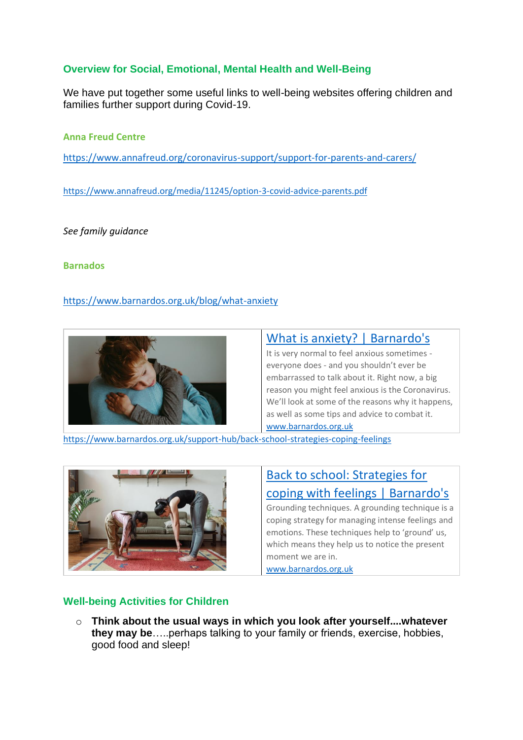## Overview for Social, Emotional, Mental Health and Well-Being

We have put together some useful links to well-being websites offering children and families further support during Covid-19.

### Anna Freud Centre

https://www.annafreud.org/coronavirus-support/support-for-parents-and-carers/

https://www.annafreud.org/media/11245/option-3-covid-advice-parents.pdf

*See family guidance*

### Barnados

https://www.barnardos.org.uk/blog/what-anxiety

**What is anxiety? | Barnardo's**

It is very normal to feel anxious sometimes - everyone does - and you shouldn't ever be embarrassed to talk about it. Right now, a big reason you might feel anxious is the Coronavirus. We'll look at some of the reasons why it happens, as well as some tips and advice to combat it.

www.barnardos.org.uk

https://www.barnardos.org.uk/support-hub/back-school-strategies-coping-feelings

**Back to school: Strategies for coping with feelings | Barnardo's**

Grounding techniques. A grounding technique is a coping strategy for managing intense feelings and emotions. These techniques help to 'ground' us, which means they help us to notice the present moment we are in.

www.barnardos.org.uk

## Well-being Activities for Children

- **Think about the usual ways in which you look after yourself....whatever they may be**.....perhaps talking to your family or friends, exercise, hobbies, good food and sleep!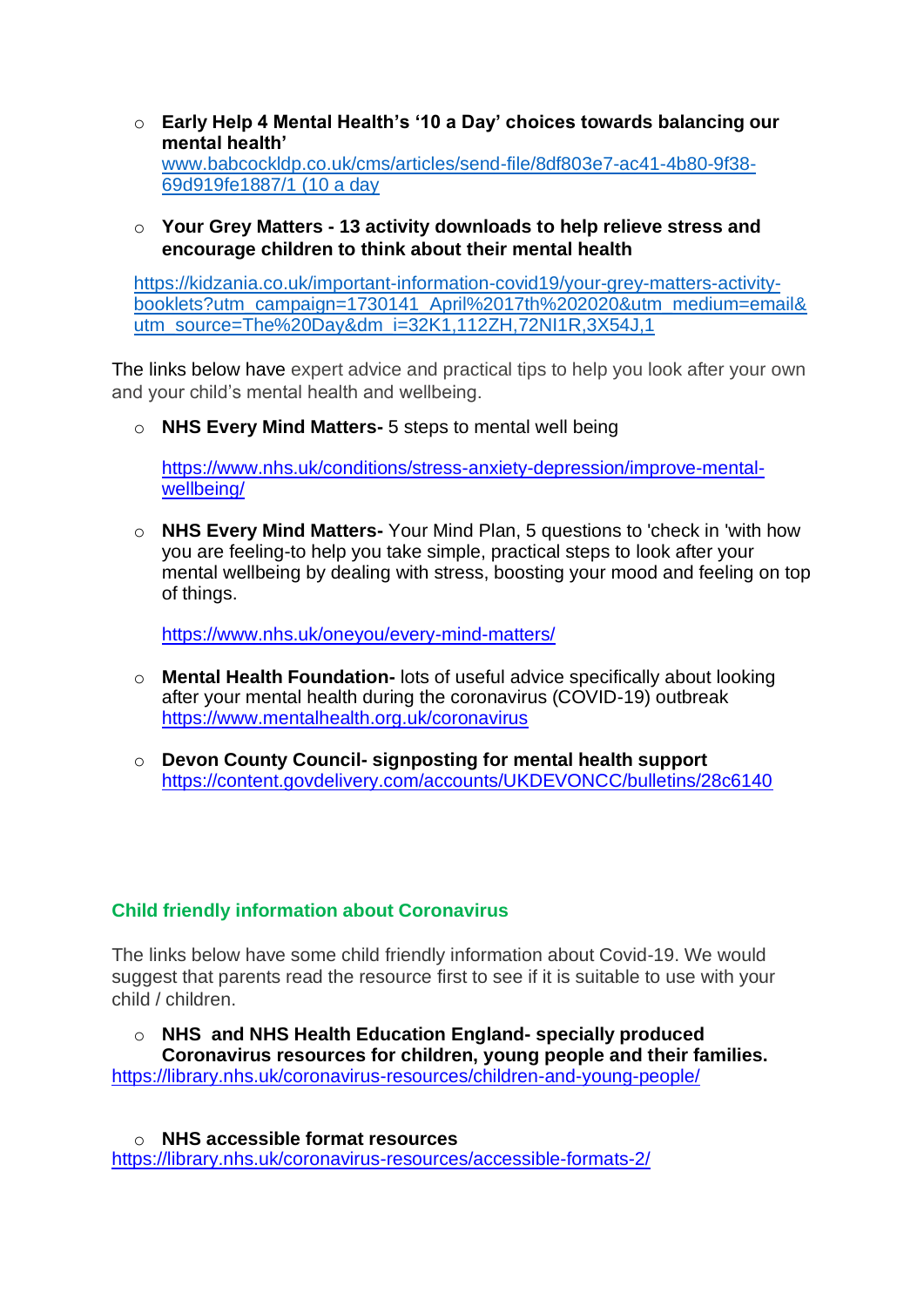- **Early Help 4 Mental Health's '10 a Day' choices towards balancing our mental health'**
  www.babcockldp.co.uk/cms/articles/send-file/8df803e7-ac41-4b80-9f38-69d919fe1887/1 (10 a day

- **Your Grey Matters - 13 activity downloads to help relieve stress and encourage children to think about their mental health**

  https://kidzania.co.uk/important-information-covid19/your-grey-matters-activity-booklets?utm_campaign=1730141_April%2017th%202020&utm_medium=email&utm_source=The%20Day&dm_i=32K1,112ZH,72NI1R,3X54J,1

The links below have expert advice and practical tips to help you look after your own and your child's mental health and wellbeing.

- **NHS Every Mind Matters-** 5 steps to mental well being

  https://www.nhs.uk/conditions/stress-anxiety-depression/improve-mental-wellbeing/

- **NHS Every Mind Matters-** Your Mind Plan, 5 questions to 'check in 'with how you are feeling-to help you take simple, practical steps to look after your mental wellbeing by dealing with stress, boosting your mood and feeling on top of things.

  https://www.nhs.uk/oneyou/every-mind-matters/

- **Mental Health Foundation-** lots of useful advice specifically about looking after your mental health during the coronavirus (COVID-19) outbreak
  https://www.mentalhealth.org.uk/coronavirus

- **Devon County Council- signposting for mental health support**
  https://content.govdelivery.com/accounts/UKDEVONCC/bulletins/28c6140

## Child friendly information about Coronavirus

The links below have some child friendly information about Covid-19. We would suggest that parents read the resource first to see if it is suitable to use with your child / children.

- **NHS and NHS Health Education England- specially produced Coronavirus resources for children, young people and their families.**
  https://library.nhs.uk/coronavirus-resources/children-and-young-people/

- **NHS accessible format resources**
  https://library.nhs.uk/coronavirus-resources/accessible-formats-2/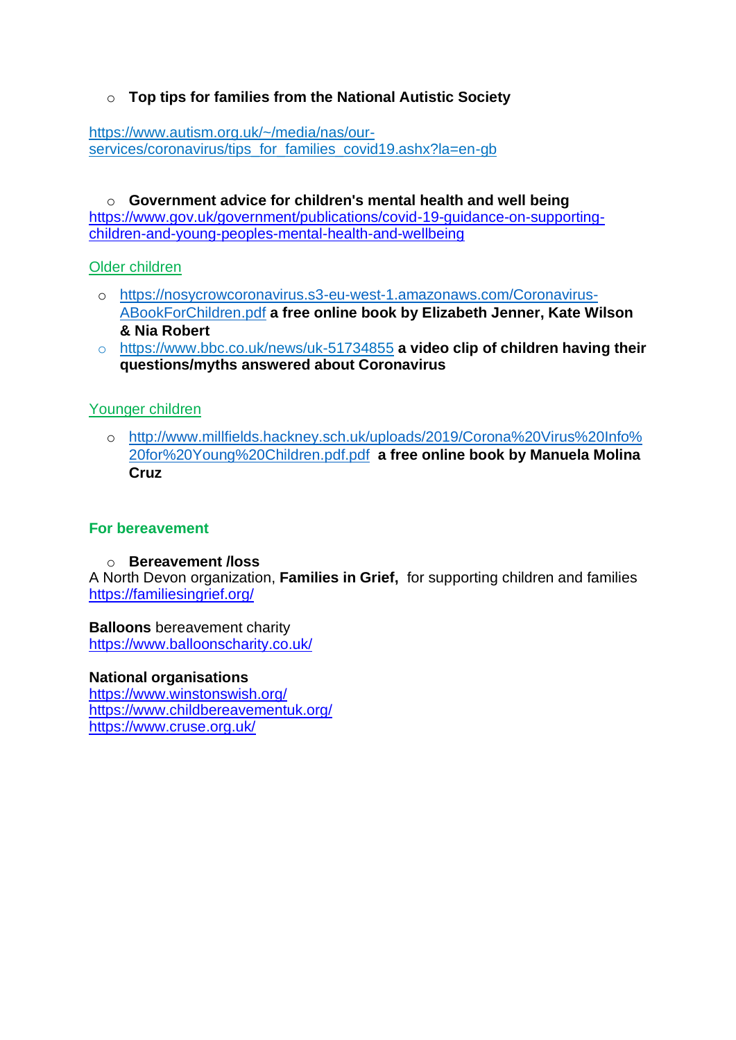- **Top tips for families from the National Autistic Society**

https://www.autism.org.uk/~/media/nas/our-services/coronavirus/tips_for_families_covid19.ashx?la=en-gb

- **Government advice for children's mental health and well being**

https://www.gov.uk/government/publications/covid-19-guidance-on-supporting-children-and-young-peoples-mental-health-and-wellbeing

Older children

- https://nosycrowcoronavirus.s3-eu-west-1.amazonaws.com/Coronavirus-ABookForChildren.pdf **a free online book by Elizabeth Jenner, Kate Wilson & Nia Robert**
- https://www.bbc.co.uk/news/uk-51734855 **a video clip of children having their questions/myths answered about Coronavirus**

Younger children

- http://www.millfields.hackney.sch.uk/uploads/2019/Corona%20Virus%20Info%20for%20Young%20Children.pdf.pdf **a free online book by Manuela Molina Cruz**

**For bereavement**

- **Bereavement /loss**

A North Devon organization, **Families in Grief,** for supporting children and families
https://familiesingrief.org/

**Balloons** bereavement charity
https://www.balloonscharity.co.uk/

**National organisations**
https://www.winstonswish.org/
https://www.childbereavementuk.org/
https://www.cruse.org.uk/